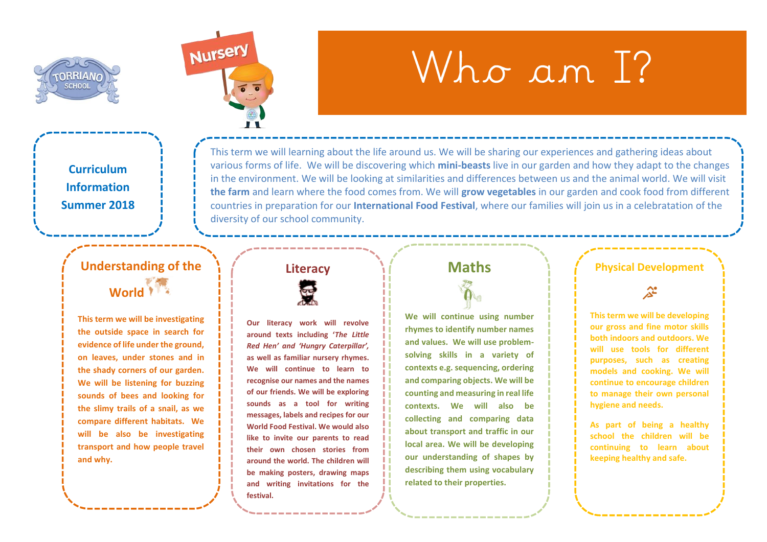TORRIANO SCHOOL

Nursery

# Who am I?

**Curriculum Information Summer 2018**

This term we will learning about the life around us. We will be sharing our experiences and gathering ideas about various forms of life. We will be discovering which **mini-beasts** live in our garden and how they adapt to the changes in the environment. We will be looking at similarities and differences between us and the animal world. We will visit **the farm** and learn where the food comes from. We will **grow vegetables** in our garden and cook food from different countries in preparation for our **International Food Festival**, where our families will join us in a celebratation of the diversity of our school community.

## Understanding of the World

**This term we will be investigating the outside space in search for evidence of life under the ground, on leaves, under stones and in the shady corners of our garden. We will be listening for buzzing sounds of bees and looking for the slimy trails of a snail, as we compare different habitats. We will be also be investigating transport and how people travel and why.**

## Literacy

**Our literacy work will revolve around texts including '*The Little Red Hen' and 'Hungry Caterpillar',* as well as familiar nursery rhymes. We will continue to learn to recognise our names and the names of our friends. We will be exploring sounds as a tool for writing messages, labels and recipes for our World Food Festival. We would also like to invite our parents to read their own chosen stories from around the world. The children will be making posters, drawing maps and writing invitations for the festival.**

## Maths

**We will continue using number rhymes to identify number names and values. We will use problem-solving skills in a variety of contexts e.g. sequencing, ordering and comparing objects. We will be counting and measuring in real life contexts. We will also be collecting and comparing data about transport and traffic in our local area. We will be developing our understanding of shapes by describing them using vocabulary related to their properties.**

## Physical Development

**This term we will be developing our gross and fine motor skills both indoors and outdoors. We will use tools for different purposes, such as creating models and cooking. We will continue to encourage children to manage their own personal hygiene and needs.**

**As part of being a healthy school the children will be continuing to learn about keeping healthy and safe.**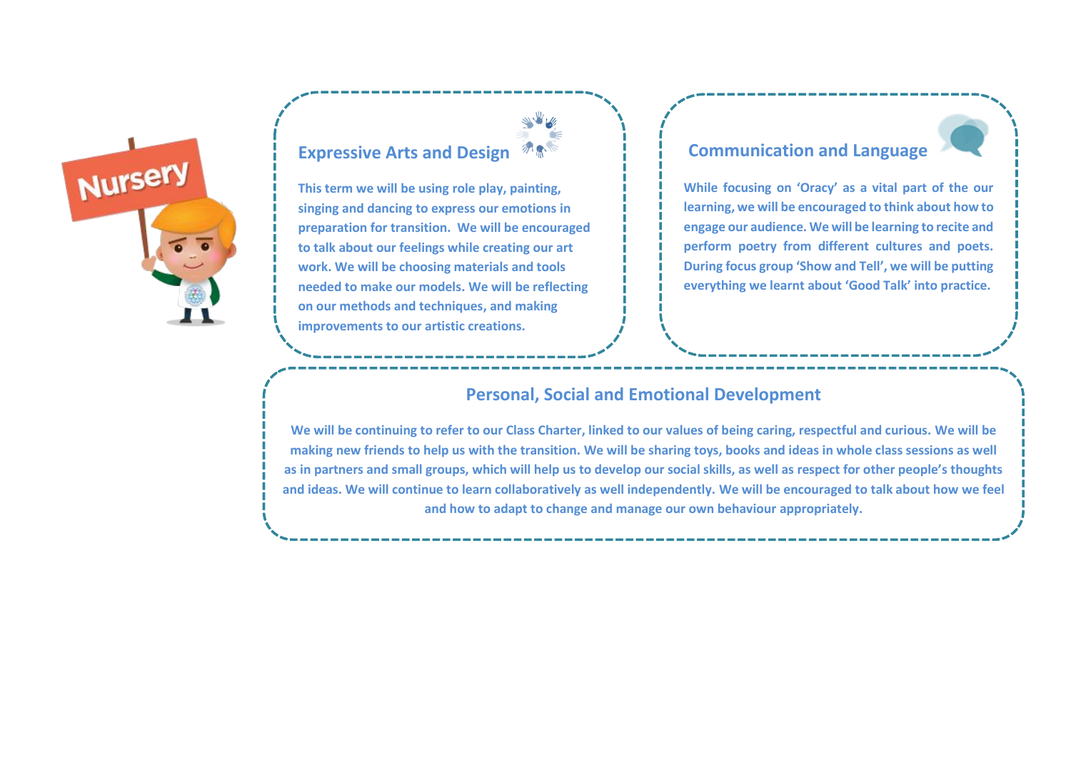Nursery

## Expressive Arts and Design

This term we will be using role play, painting, singing and dancing to express our emotions in preparation for transition. We will be encouraged to talk about our feelings while creating our art work. We will be choosing materials and tools needed to make our models. We will be reflecting on our methods and techniques, and making improvements to our artistic creations.

## Communication and Language

While focusing on 'Oracy' as a vital part of the our learning, we will be encouraged to think about how to engage our audience. We will be learning to recite and perform poetry from different cultures and poets. During focus group 'Show and Tell', we will be putting everything we learnt about 'Good Talk' into practice.

## Personal, Social and Emotional Development

We will be continuing to refer to our Class Charter, linked to our values of being caring, respectful and curious. We will be making new friends to help us with the transition. We will be sharing toys, books and ideas in whole class sessions as well as in partners and small groups, which will help us to develop our social skills, as well as respect for other people's thoughts and ideas. We will continue to learn collaboratively as well independently. We will be encouraged to talk about how we feel and how to adapt to change and manage our own behaviour appropriately.